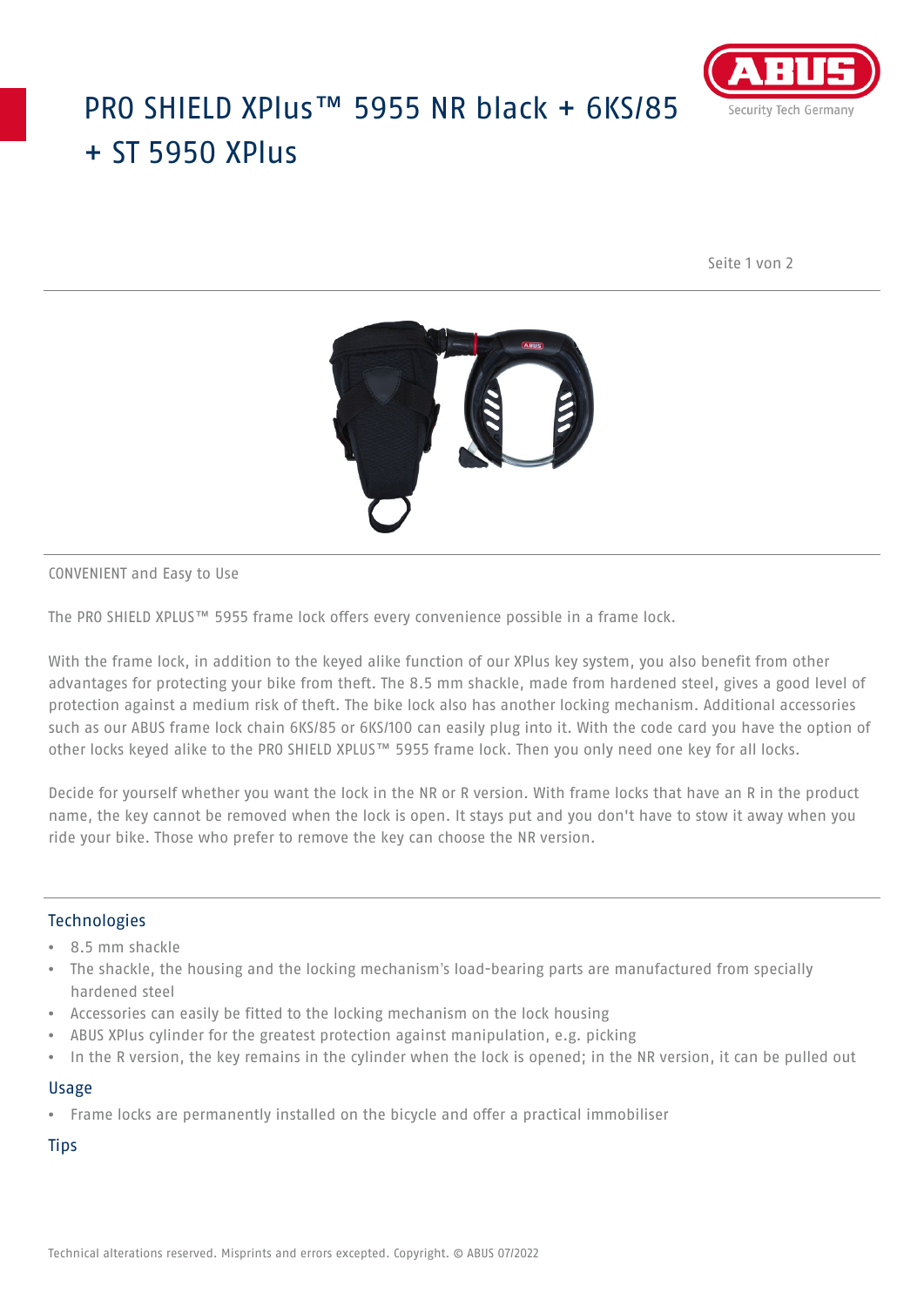# PRO SHIELD XPlus™ 5955 NR black + 6KS/85 + ST 5950 XPlus

CONVENIENT and Easy to Use

The PRO SHIELD XPLUS™ 5955 frame lock offers every convenience possible in a frame lock.

With the frame lock, in addition to the keyed alike function of our XPlus key system, you also benefit from other advantages for protecting your bike from theft. The 8.5 mm shackle, made from hardened steel, gives a good level of protection against a medium risk of theft. The bike lock also has another locking mechanism. Additional accessories such as our ABUS frame lock chain 6KS/85 or 6KS/100 can easily plug into it. With the code card you have the option of other locks keyed alike to the PRO SHIELD XPLUS™ 5955 frame lock. Then you only need one key for all locks.

Decide for yourself whether you want the lock in the NR or R version. With frame locks that have an R in the product name, the key cannot be removed when the lock is open. It stays put and you don't have to stow it away when you ride your bike. Those who prefer to remove the key can choose the NR version.

## Technologies

- 8.5 mm shackle
- The shackle, the housing and the locking mechanism's load-bearing parts are manufactured from specially hardened steel
- Accessories can easily be fitted to the locking mechanism on the lock housing
- ABUS XPlus cylinder for the greatest protection against manipulation, e.g. picking
- In the R version, the key remains in the cylinder when the lock is opened; in the NR version, it can be pulled out

## Usage

- Frame locks are permanently installed on the bicycle and offer a practical immobiliser

## Tips

Technical alterations reserved. Misprints and errors excepted. Copyright. © ABUS 07/2022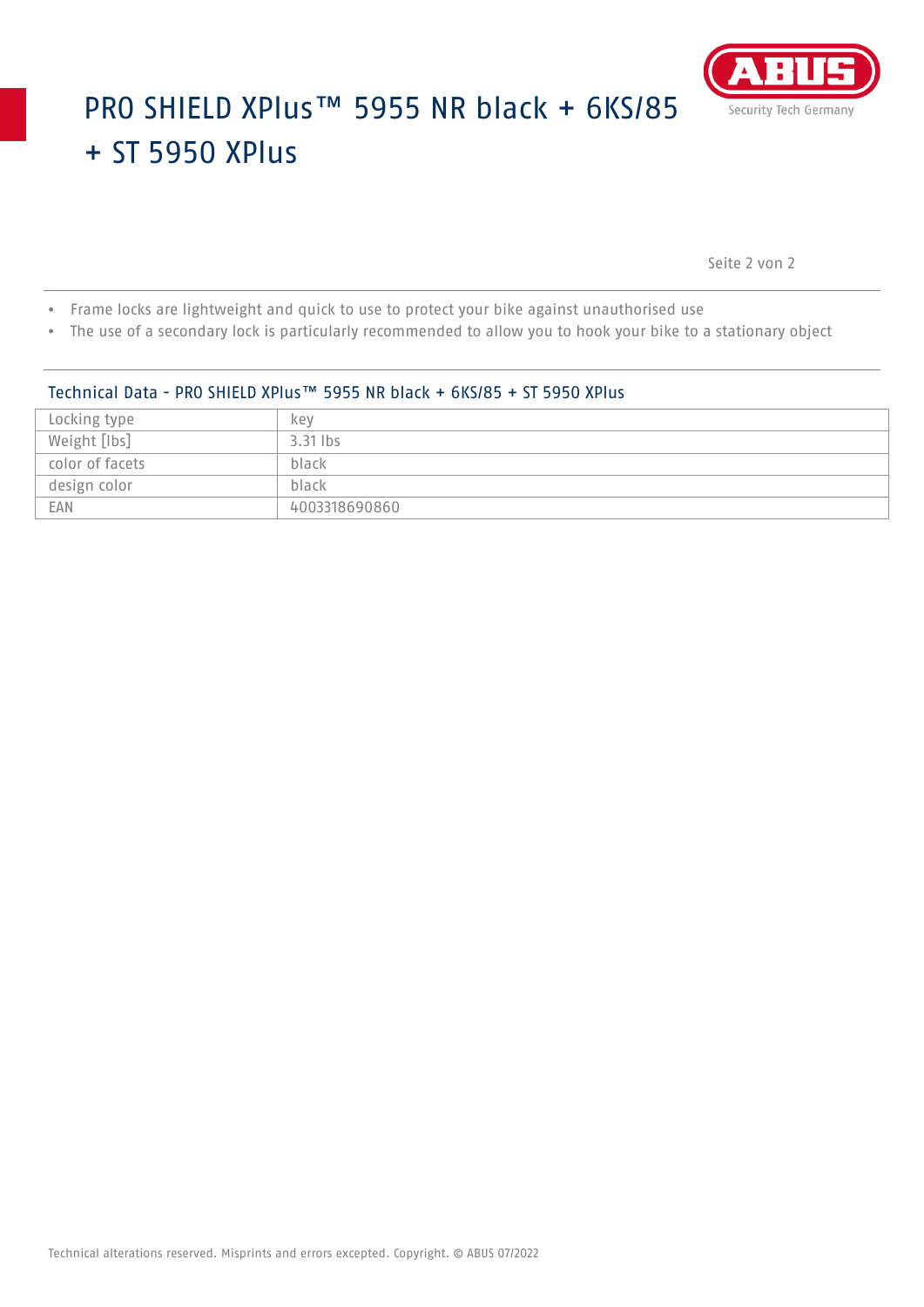- Frame locks are lightweight and quick to use to protect your bike against unauthorised use
- The use of a secondary lock is particularly recommended to allow you to hook your bike to a stationary object

## Technical Data - PRO SHIELD XPlus™ 5955 NR black + 6KS/85 + ST 5950 XPlus

| | |
|---|---|
| Locking type | key |
| Weight [lbs] | 3.31 lbs |
| color of facets | black |
| design color | black |
| EAN | 4003318690860 |

Technical alterations reserved. Misprints and errors excepted. Copyright. © ABUS 07/2022